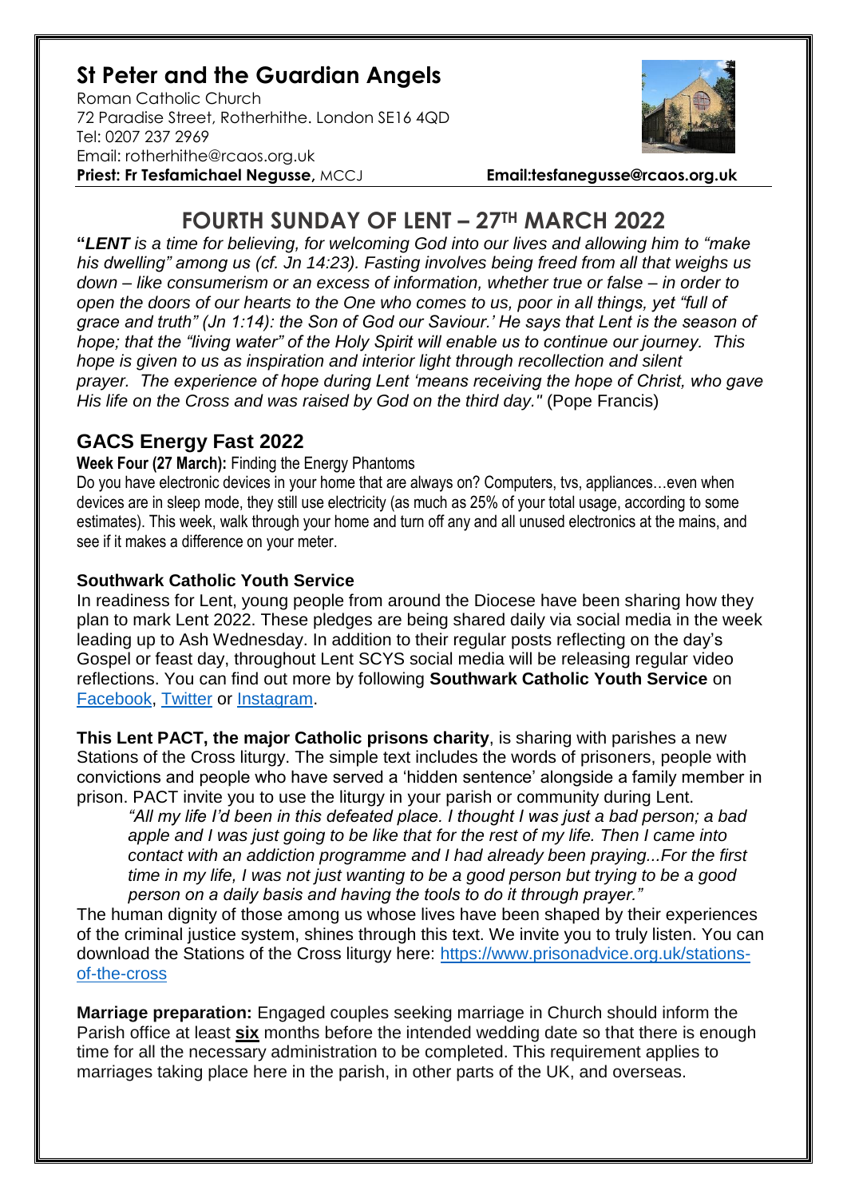# St Peter and the Guardian Angels

Roman Catholic Church
72 Paradise Street, Rotherhithe. London SE16 4QD
Tel: 0207 237 2969
Email: rotherhithe@rcaos.org.uk
**Priest: Fr Tesfamichael Negusse,** MCCJ **Email:tesfanegusse@rcaos.org.uk**

## FOURTH SUNDAY OF LENT – 27TH MARCH 2022

**"*LENT*** *is a time for believing, for welcoming God into our lives and allowing him to "make his dwelling" among us (cf. Jn 14:23). Fasting involves being freed from all that weighs us down – like consumerism or an excess of information, whether true or false – in order to open the doors of our hearts to the One who comes to us, poor in all things, yet "full of grace and truth" (Jn 1:14): the Son of God our Saviour.' He says that Lent is the season of hope; that the "living water" of the Holy Spirit will enable us to continue our journey. This hope is given to us as inspiration and interior light through recollection and silent prayer. The experience of hope during Lent 'means receiving the hope of Christ, who gave His life on the Cross and was raised by God on the third day."* (Pope Francis)

## GACS Energy Fast 2022

**Week Four (27 March):** Finding the Energy Phantoms

Do you have electronic devices in your home that are always on? Computers, tvs, appliances…even when devices are in sleep mode, they still use electricity (as much as 25% of your total usage, according to some estimates). This week, walk through your home and turn off any and all unused electronics at the mains, and see if it makes a difference on your meter.

### Southwark Catholic Youth Service

In readiness for Lent, young people from around the Diocese have been sharing how they plan to mark Lent 2022. These pledges are being shared daily via social media in the week leading up to Ash Wednesday. In addition to their regular posts reflecting on the day's Gospel or feast day, throughout Lent SCYS social media will be releasing regular video reflections. You can find out more by following **Southwark Catholic Youth Service** on Facebook, Twitter or Instagram.

**This Lent PACT, the major Catholic prisons charity**, is sharing with parishes a new Stations of the Cross liturgy. The simple text includes the words of prisoners, people with convictions and people who have served a 'hidden sentence' alongside a family member in prison. PACT invite you to use the liturgy in your parish or community during Lent.

> *"All my life I'd been in this defeated place. I thought I was just a bad person; a bad apple and I was just going to be like that for the rest of my life. Then I came into contact with an addiction programme and I had already been praying...For the first time in my life, I was not just wanting to be a good person but trying to be a good person on a daily basis and having the tools to do it through prayer."*

The human dignity of those among us whose lives have been shaped by their experiences of the criminal justice system, shines through this text. We invite you to truly listen. You can download the Stations of the Cross liturgy here: https://www.prisonadvice.org.uk/stations-of-the-cross

**Marriage preparation:** Engaged couples seeking marriage in Church should inform the Parish office at least **six** months before the intended wedding date so that there is enough time for all the necessary administration to be completed. This requirement applies to marriages taking place here in the parish, in other parts of the UK, and overseas.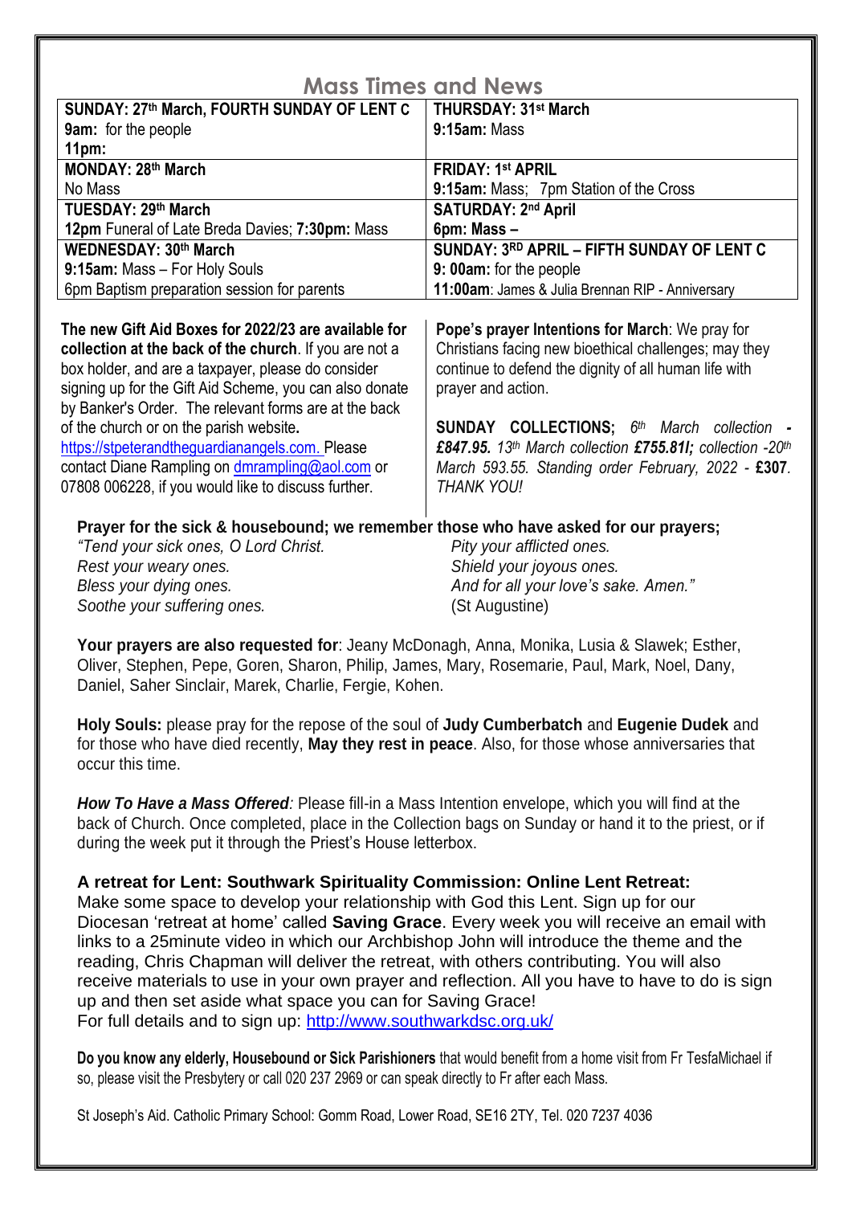## Mass Times and News

| | |
|---|---|
| **SUNDAY: 27th March, FOURTH SUNDAY OF LENT C** | **THURSDAY: 31st March** |
| **9am:** for the people | **9:15am:** Mass |
| **11pm:** | |
| **MONDAY: 28th March** | **FRIDAY: 1st APRIL** |
| No Mass | **9:15am:** Mass; 7pm Station of the Cross |
| **TUESDAY: 29th March** | **SATURDAY: 2nd April** |
| **12pm** Funeral of Late Breda Davies; **7:30pm:** Mass | **6pm: Mass –** |
| **WEDNESDAY: 30th March** | **SUNDAY: 3RD APRIL – FIFTH SUNDAY OF LENT C** |
| **9:15am:** Mass – For Holy Souls | **9: 00am:** for the people |
| 6pm Baptism preparation session for parents | **11:00am**: James & Julia Brennan RIP - Anniversary |

**The new Gift Aid Boxes for 2022/23 are available for collection at the back of the church**. If you are not a box holder, and are a taxpayer, please do consider signing up for the Gift Aid Scheme, you can also donate by Banker's Order. The relevant forms are at the back of the church or on the parish website**.** https://stpeterandtheguardianangels.com. Please contact Diane Rampling on dmrampling@aol.com or 07808 006228, if you would like to discuss further.

**Pope's prayer Intentions for March**: We pray for Christians facing new bioethical challenges; may they continue to defend the dignity of all human life with prayer and action.

**SUNDAY COLLECTIONS;** *6th March collection - **£847.95.** 13th March collection **£755.81l;** collection -20th March 593.55. Standing order February, 2022 -* **£307**. *THANK YOU!*

**Prayer for the sick & housebound; we remember those who have asked for our prayers;**

*"Tend your sick ones, O Lord Christ.*
*Rest your weary ones.*
*Bless your dying ones.*
*Soothe your suffering ones.*
*Pity your afflicted ones.*
*Shield your joyous ones.*
*And for all your love's sake. Amen."*
(St Augustine)

**Your prayers are also requested for**: Jeany McDonagh, Anna, Monika, Lusia & Slawek; Esther, Oliver, Stephen, Pepe, Goren, Sharon, Philip, James, Mary, Rosemarie, Paul, Mark, Noel, Dany, Daniel, Saher Sinclair, Marek, Charlie, Fergie, Kohen.

**Holy Souls:** please pray for the repose of the soul of **Judy Cumberbatch** and **Eugenie Dudek** and for those who have died recently, **May they rest in peace**. Also, for those whose anniversaries that occur this time.

***How To Have a Mass Offered****:* Please fill-in a Mass Intention envelope, which you will find at the back of Church. Once completed, place in the Collection bags on Sunday or hand it to the priest, or if during the week put it through the Priest's House letterbox.

**A retreat for Lent: Southwark Spirituality Commission: Online Lent Retreat:**
Make some space to develop your relationship with God this Lent. Sign up for our Diocesan 'retreat at home' called **Saving Grace**. Every week you will receive an email with links to a 25minute video in which our Archbishop John will introduce the theme and the reading, Chris Chapman will deliver the retreat, with others contributing. You will also receive materials to use in your own prayer and reflection. All you have to have to do is sign up and then set aside what space you can for Saving Grace!
For full details and to sign up: http://www.southwarkdsc.org.uk/

**Do you know any elderly, Housebound or Sick Parishioners** that would benefit from a home visit from Fr TesfaMichael if so, please visit the Presbytery or call 020 237 2969 or can speak directly to Fr after each Mass.

St Joseph's Aid. Catholic Primary School: Gomm Road, Lower Road, SE16 2TY, Tel. 020 7237 4036